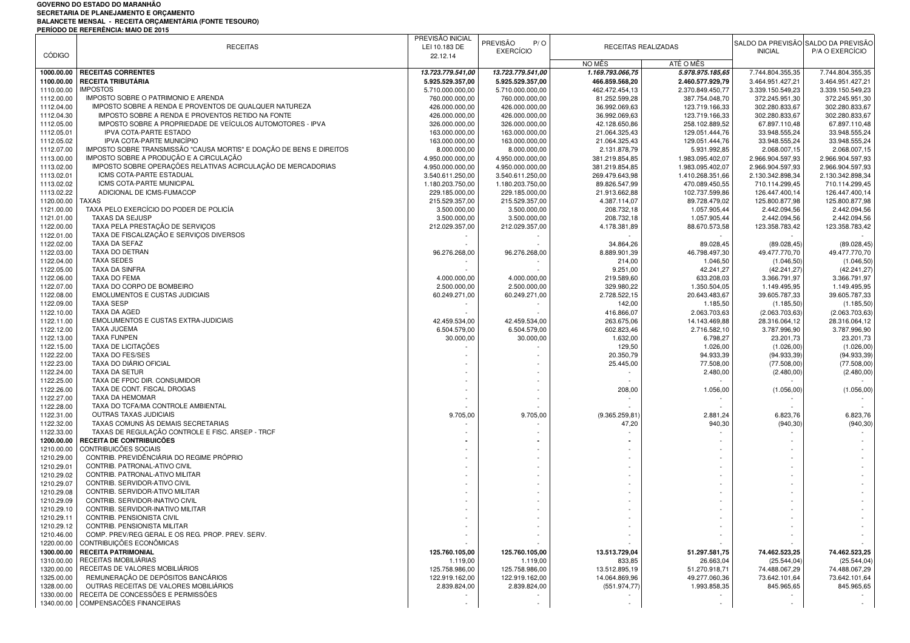**GOVERNO DO ESTADO DO MARANHÃO**
**SECRETARIA DE PLANEJAMENTO E ORÇAMENTO**
**BALANCETE MENSAL - RECEITA ORÇAMENTÁRIA (FONTE TESOURO)**
**PERÍODO DE REFERÊNCIA: MAIO DE 2015**

| CÓDIGO | RECEITAS | PREVISÃO INICIAL LEI 10.183 DE 22.12.14 | PREVISÃO P/ O EXERCÍCIO | RECEITAS REALIZADAS | | SALDO DA PREVISÃO INICIAL | SALDO DA PREVISÃO P/A O EXERCÍCIO |
|---|---|---|---|---|---|---|---|
| | | | | NO MÊS | ATÉ O MÊS | | |
| **1000.00.00** | **RECEITAS CORRENTES** | ***13.723.779.541,00*** | ***13.723.779.541,00*** | ***1.169.793.066,75*** | ***5.978.975.185,65*** | 7.744.804.355,35 | 7.744.804.355,35 |
| **1100.00.00** | **RECEITA TRIBUTÁRIA** | **5.925.529.357,00** | **5.925.529.357,00** | **466.859.568,20** | **2.460.577.929,79** | 3.464.951.427,21 | 3.464.951.427,21 |
| 1110.00.00 | IMPOSTOS | 5.710.000.000,00 | 5.710.000.000,00 | 462.472.454,13 | 2.370.849.450,77 | 3.339.150.549,23 | 3.339.150.549,23 |
| 1112.00.00 | IMPOSTO SOBRE O PATRIMONIO E ARENDA | 760.000.000,00 | 760.000.000,00 | 81.252.599,28 | 387.754.048,70 | 372.245.951,30 | 372.245.951,30 |
| 1112.04.00 | IMPOSTO SOBRE A RENDA E PROVENTOS DE QUALQUER NATUREZA | 426.000.000,00 | 426.000.000,00 | 36.992.069,63 | 123.719.166,33 | 302.280.833,67 | 302.280.833,67 |
| 1112.04.30 | IMPOSTO SOBRE A RENDA E PROVENTOS RETIDO NA FONTE | 426.000.000,00 | 426.000.000,00 | 36.992.069,63 | 123.719.166,33 | 302.280.833,67 | 302.280.833,67 |
| 1112.05.00 | IMPOSTO SOBRE A PROPRIEDADE DE VEÍCULOS AUTOMOTORES - IPVA | 326.000.000,00 | 326.000.000,00 | 42.128.650,86 | 258.102.889,52 | 67.897.110,48 | 67.897.110,48 |
| 1112.05.01 | IPVA COTA-PARTE ESTADO | 163.000.000,00 | 163.000.000,00 | 21.064.325,43 | 129.051.444,76 | 33.948.555,24 | 33.948.555,24 |
| 1112.05.02 | IPVA COTA-PARTE MUNICÍPIO | 163.000.000,00 | 163.000.000,00 | 21.064.325,43 | 129.051.444,76 | 33.948.555,24 | 33.948.555,24 |
| 1112.07.00 | IMPOSTO SOBRE TRANSMISSÃO "CAUSA MORTIS" E DOAÇÃO DE BENS E DIREITOS | 8.000.000,00 | 8.000.000,00 | 2.131.878,79 | 5.931.992,85 | 2.068.007,15 | 2.068.007,15 |
| 1113.00.00 | IMPOSTO SOBRE A PRODUÇÃO E A CIRCULAÇÃO | 4.950.000.000,00 | 4.950.000.000,00 | 381.219.854,85 | 1.983.095.402,07 | 2.966.904.597,93 | 2.966.904.597,93 |
| 1113.02.00 | IMPOSTO SOBRE OPERAÇÕES RELATIVAS ACIRCULAÇÃO DE MERCADORIAS | 4.950.000.000,00 | 4.950.000.000,00 | 381.219.854,85 | 1.983.095.402,07 | 2.966.904.597,93 | 2.966.904.597,93 |
| 1113.02.01 | ICMS COTA-PARTE ESTADUAL | 3.540.611.250,00 | 3.540.611.250,00 | 269.479.643,98 | 1.410.268.351,66 | 2.130.342.898,34 | 2.130.342.898,34 |
| 1113.02.02 | ICMS COTA-PARTE MUNICIPAL | 1.180.203.750,00 | 1.180.203.750,00 | 89.826.547,99 | 470.089.450,55 | 710.114.299,45 | 710.114.299,45 |
| 1113.02.22 | ADICIONAL DE ICMS-FUMACOP | 229.185.000,00 | 229.185.000,00 | 21.913.662,88 | 102.737.599,86 | 126.447.400,14 | 126.447.400,14 |
| 1120.00.00 | TAXAS | 215.529.357,00 | 215.529.357,00 | 4.387.114,07 | 89.728.479,02 | 125.800.877,98 | 125.800.877,98 |
| 1121.00.00 | TAXA PELO EXERCÍCIO DO PODER DE POLICÍA | 3.500.000,00 | 3.500.000,00 | 208.732,18 | 1.057.905,44 | 2.442.094,56 | 2.442.094,56 |
| 1121.01.00 | TAXAS DA SEJUSP | 3.500.000,00 | 3.500.000,00 | 208.732,18 | 1.057.905,44 | 2.442.094,56 | 2.442.094,56 |
| 1122.00.00 | TAXA PELA PRESTAÇÃO DE SERVIÇOS | 212.029.357,00 | 212.029.357,00 | 4.178.381,89 | 88.670.573,58 | 123.358.783,42 | 123.358.783,42 |
| 1122.01.00 | TAXA DE FISCALIZAÇÃO E SERVIÇOS DIVERSOS | - | - | - | - | - | - |
| 1122.02.00 | TAXA DA SEFAZ | - | - | 34.864,26 | 89.028,45 | (89.028,45) | (89.028,45) |
| 1122.03.00 | TAXA DO DETRAN | 96.276.268,00 | 96.276.268,00 | 8.889.901,39 | 46.798.497,30 | 49.477.770,70 | 49.477.770,70 |
| 1122.04.00 | TAXA SEDES | | | 214,00 | 1.046,50 | (1.046,50) | (1.046,50) |
| 1122.05.00 | TAXA DA SINFRA | - | - | 9.251,00 | 42.241,27 | (42.241,27) | (42.241,27) |
| 1122.06.00 | TAXA DO FEMA | 4.000.000,00 | 4.000.000,00 | 219.589,60 | 633.208,03 | 3.366.791,97 | 3.366.791,97 |
| 1122.07.00 | TAXA DO CORPO DE BOMBEIRO | 2.500.000,00 | 2.500.000,00 | 329.980,22 | 1.350.504,05 | 1.149.495,95 | 1.149.495,95 |
| 1122.08.00 | EMOLUMENTOS E CUSTAS JUDICIAIS | 60.249.271,00 | 60.249.271,00 | 2.728.522,15 | 20.643.483,67 | 39.605.787,33 | 39.605.787,33 |
| 1122.09.00 | TAXA SESP | | - | 142,00 | 1.185,50 | (1.185,50) | (1.185,50) |
| 1122.10.00 | TAXA DA AGED | - | - | 416.866,07 | 2.063.703,63 | (2.063.703,63) | (2.063.703,63) |
| 1122.11.00 | EMOLUMENTOS E CUSTAS EXTRA-JUDICIAIS | 42.459.534,00 | 42.459.534,00 | 263.675,06 | 14.143.469,88 | 28.316.064,12 | 28.316.064,12 |
| 1122.12.00 | TAXA JUCEMA | 6.504.579,00 | 6.504.579,00 | 602.823,46 | 2.716.582,10 | 3.787.996,90 | 3.787.996,90 |
| 1122.13.00 | TAXA FUNPEN | 30.000,00 | 30.000,00 | 1.632,00 | 6.798,27 | 23.201,73 | 23.201,73 |
| 1122.15.00 | TAXA DE LICITAÇÕES | - | - | 129,50 | 1.026,00 | (1.026,00) | (1.026,00) |
| 1122.22.00 | TAXA DO FES/SES | - | - | 20.350,79 | 94.933,39 | (94.933,39) | (94.933,39) |
| 1122.23.00 | TAXA DO DIÁRIO OFICIAL | - | - | 25.445,00 | 77.508,00 | (77.508,00) | (77.508,00) |
| 1122.24.00 | TAXA DA SETUR | - | - | - | 2.480,00 | (2.480,00) | (2.480,00) |
| 1122.25.00 | TAXA DE FPDC DIR. CONSUMIDOR | - | - | - | - | - | - |
| 1122.26.00 | TAXA DE CONT. FISCAL DROGAS | - | - | 208,00 | 1.056,00 | (1.056,00) | (1.056,00) |
| 1122.27.00 | TAXA DA HEMOMAR | - | - | - | - | - | - |
| 1122.28.00 | TAXA DO TCFA/MA CONTROLE AMBIENTAL | - | - | - | - | - | - |
| 1122.31.00 | OUTRAS TAXAS JUDICIAIS | 9.705,00 | 9.705,00 | (9.365.259,81) | 2.881,24 | 6.823,76 | 6.823,76 |
| 1122.32.00 | TAXAS COMUNS ÀS DEMAIS SECRETARIAS | - | - | 47,20 | 940,30 | (940,30) | (940,30) |
| 1122.33.00 | TAXAS DE REGULAÇÃO CONTROLE E FISC. ARSEP - TRCF | - | - | - | - | - | - |
| **1200.00.00** | **RECEITA DE CONTRIBUICÕES** | **-** | **-** | **-** | - | - | - |
| 1210.00.00 | CONTRIBUICÕES SOCIAIS | - | - | - | - | - | - |
| 1210.29.00 | CONTRIB. PREVIDÊNCIÁRIA DO REGIME PRÓPRIO | - | - | - | - | - | - |
| 1210.29.01 | CONTRIB. PATRONAL-ATIVO CIVIL | - | - | - | - | - | - |
| 1210.29.02 | CONTRIB. PATRONAL-ATIVO MILITAR | - | - | - | - | - | - |
| 1210.29.07 | CONTRIB. SERVIDOR-ATIVO CIVIL | - | - | - | - | - | - |
| 1210.29.08 | CONTRIB. SERVIDOR-ATIVO MILITAR | - | - | - | - | - | - |
| 1210.29.09 | CONTRIB. SERVIDOR-INATIVO CIVIL | - | - | - | - | - | - |
| 1210.29.10 | CONTRIB. SERVIDOR-INATIVO MILITAR | - | - | - | - | - | - |
| 1210.29.11 | CONTRIB. PENSIONISTA CIVIL | - | - | - | - | - | - |
| 1210.29.12 | CONTRIB. PENSIONISTA MILITAR | - | - | - | - | - | - |
| 1210.46.00 | COMP. PREV/REG GERAL E OS REG. PROP. PREV. SERV. | - | - | - | - | - | - |
| 1220.00.00 | CONTRIBUIÇÕES ECONÔMICAS | - | - | - | - | - | - |
| **1300.00.00** | **RECEITA PATRIMONIAL** | **125.760.105,00** | **125.760.105,00** | **13.513.729,04** | **51.297.581,75** | **74.462.523,25** | **74.462.523,25** |
| 1310.00.00 | RECEITAS IMOBILIÁRIAS | 1.119,00 | 1.119,00 | 833,85 | 26.663,04 | (25.544,04) | (25.544,04) |
| 1320.00.00 | RECEITAS DE VALORES MOBILIÁRIOS | 125.758.986,00 | 125.758.986,00 | 13.512.895,19 | 51.270.918,71 | 74.488.067,29 | 74.488.067,29 |
| 1325.00.00 | REMUNERAÇÃO DE DEPÓSITOS BANCÁRIOS | 122.919.162,00 | 122.919.162,00 | 14.064.869,96 | 49.277.060,36 | 73.642.101,64 | 73.642.101,64 |
| 1328.00.00 | OUTRAS RECEITAS DE VALORES MOBILIÁRIOS | 2.839.824,00 | 2.839.824,00 | (551.974,77) | 1.993.858,35 | 845.965,65 | 845.965,65 |
| 1330.00.00 | RECEITA DE CONCESSÕES E PERMISSÕES | - | - | - | - | - | - |
| 1340.00.00 | COMPENSACÕES FINANCEIRAS | - | - | - | - | - | - |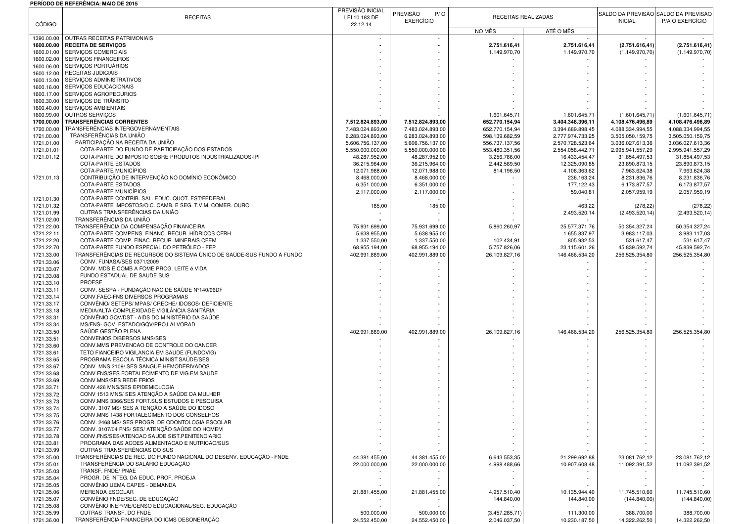**PERÍODO DE REFERÊNCIA: MAIO DE 2015**

| CÓDIGO | RECEITAS | PREVISÃO INICIAL LEI 10.183 DE 22.12.14 | PREVISAO P/ O EXERCÍCIO | RECEITAS REALIZADAS | | SALDO DA PREVISAO INICIAL | SALDO DA PREVISAO P/A O EXERCÍCIO |
|---|---|---|---|---|---|---|---|
| | | | | NO MÊS | ATÉ O MÊS | | |
| 1390.00.00 | OUTRAS RECEITAS PATRIMONIAIS | - | - | - | - | - | - |
| **1600.00.00** | **RECEITA DE SERVIÇOS** | **-** | **-** | **2.751.616,41** | **2.751.616,41** | **(2.751.616,41)** | **(2.751.616,41)** |
| 1600.01.00 | SERVIÇOS COMERCIAIS | - | - | 1.149.970,70 | 1.149.970,70 | (1.149.970,70) | (1.149.970,70) |
| 1600.02.00 | SERVIÇOS FINANCEIROS | - | - | - | - | - | - |
| 1600.06.00 | SERVIÇOS PORTUÁRIOS | - | - | - | - | - | - |
| 1600.12.00 | RECEITAS JUDICIAIS | - | - | - | - | - | - |
| 1600.13.00 | SERVIÇOS ADMINISTRATIVOS | - | - | - | - | - | - |
| 1600.16.00 | SERVIÇOS EDUCACIONAIS | - | - | - | - | - | - |
| 1600.17.00 | SERVIÇOS AGROPECURIOS | - | - | - | - | - | - |
| 1600.30.00 | SERVIÇOS DE TRÂNSITO | - | - | - | - | - | - |
| 1600.40.00 | SERVIÇOS AMBIENTAIS | - | - | - | - | - | - |
| 1600.99.00 | OUTROS SERVIÇOS | - | - | 1.601.645,71 | 1.601.645,71 | (1.601.645,71) | (1.601.645,71) |
| **1700.00.00** | **TRANSFERÊNCIAS CORRENTES** | **7.512.824.893,00** | **7.512.824.893,00** | **652.770.154,94** | **3.404.348.396,11** | **4.108.476.496,89** | **4.108.476.496,89** |
| 1720.00.00 | TRANSFERÊNCIAS INTERGOVERNAMENTAIS | 7.483.024.893,00 | 7.483.024.893,00 | 652.770.154,94 | 3.394.689.898,45 | 4.088.334.994,55 | 4.088.334.994,55 |
| 1721.00.00 | TRANSFERÊNCIAS DA UNIÃO | 6.283.024.893,00 | 6.283.024.893,00 | 598.139.682,59 | 2.777.974.733,25 | 3.505.050.159,75 | 3.505.050.159,75 |
| 1721.01.00 | PARTICIPAÇÃO NA RECEITA DA UNIÃO | 5.606.756.137,00 | 5.606.756.137,00 | 556.737.137,56 | 2.570.728.523,64 | 3.036.027.613,36 | 3.036.027.613,36 |
| 1721.01.01 | COTA-PARTE DO FUNDO DE PARTICIPAÇÃO DOS ESTADOS | 5.550.000.000,00 | 5.550.000.000,00 | 553.480.351,56 | 2.554.058.442,71 | 2.995.941.557,29 | 2.995.941.557,29 |
| 1721.01.12 | COTA-PARTE DO IMPOSTO SOBRE PRODUTOS INDUSTRIALIZADOS-IPI | 48.287.952,00 | 48.287.952,00 | 3.256.786,00 | 16.433.454,47 | 31.854.497,53 | 31.854.497,53 |
| | COTA-PARTE ESTADOS | 36.215.964,00 | 36.215.964,00 | 2.442.589,50 | 12.325.090,85 | 23.890.873,15 | 23.890.873,15 |
| | COTA-PARTE MUNICÍPIOS | 12.071.988,00 | 12.071.988,00 | 814.196,50 | 4.108.363,62 | 7.963.624,38 | 7.963.624,38 |
| 1721.01.13 | CONTRIBUIÇÃO DE INTERVENÇÃO NO DOMÍNIO ECONÔMICO | 8.468.000,00 | 8.468.000,00 | - | 236.163,24 | 8.231.836,76 | 8.231.836,76 |
| | COTA-PARTE ESTADOS | 6.351.000,00 | 6.351.000,00 | - | 177.122,43 | 6.173.877,57 | 6.173.877,57 |
| | COTA-PARTE MUNICÍPIOS | 2.117.000,00 | 2.117.000,00 | - | 59.040,81 | 2.057.959,19 | 2.057.959,19 |
| 1721.01.30 | COTA-PARTE CONTRIB. SAL. EDUC. QUOT. EST/FEDERAL | - | - | - | - | - | - |
| 1721.01.32 | COTA-PARTE IMPOSTOS/O.C. CAMB. E SEG. T.V.M. COMER. OURO | 185,00 | 185,00 | - | 463,22 | (278,22) | (278,22) |
| 1721.01.99 | OUTRAS TRANSFERÊNCIAS DA UNIÃO | - | - | - | 2.493.520,14 | (2.493.520,14) | (2.493.520,14) |
| 1721.02.00 | TRANSFERÊNCIAS DA UNIÃO | - | - | - | - | - | - |
| 1721.22.00 | TRANSFERÊNCIA DA COMPENSAÇÃO FINANCEIRA | 75.931.699,00 | 75.931.699,00 | 5.860.260,97 | 25.577.371,76 | 50.354.327,24 | 50.354.327,24 |
| 1721.22.11 | COTA-PARTE COMPENS. FINANC. RECUR. HÍDRICOS CFRH | 5.638.955,00 | 5.638.955,00 | - | 1.655.837,97 | 3.983.117,03 | 3.983.117,03 |
| 1721.22.20 | COTA-PARTE COMP. FINAC. RECUR. MINERAIS CFEM | 1.337.550,00 | 1.337.550,00 | 102.434,91 | 805.932,53 | 531.617,47 | 531.617,47 |
| 1721.22.70 | COTA-PARTE FUNDO ESPECIAL DO PETRÓLEO - FEP | 68.955.194,00 | 68.955.194,00 | 5.757.826,06 | 23.115.601,26 | 45.839.592,74 | 45.839.592,74 |
| 1721.33.00 | TRANSFERÊNCIAS DE RECURSOS DO SISTEMA ÚNICO DE SAÚDE-SUS FUNDO A FUNDO | 402.991.889,00 | 402.991.889,00 | 26.109.827,16 | 146.466.534,20 | 256.525.354,80 | 256.525.354,80 |
| 1721.33.06 | CONV. FUNASA/SES 0371/2009 | - | - | - | - | - | - |
| 1721.33.07 | CONV. MDS E COMB A FOME PROG. LEITE é VIDA | - | - | - | - | - | - |
| 1721.33.08 | FUNDO ESTADUAL DE SAUDE SUS | - | - | - | - | - | - |
| 1721.33.10 | PROESF | - | - | - | - | - | - |
| 1721.33.11 | CONV. SESPA - FUNDAÇÃO NAC DE SAÚDE Nº140/96DF | - | - | - | - | - | - |
| 1721.33.14 | CONV.FAEC-FNS DIVERSOS PROGRAMAS | - | - | - | - | - | - |
| 1721.33.17 | CONVÊNIO/ SETEPS/ MPAS/ CRECHE/ IDOSOS/ DEFICIENTE | - | - | - | - | - | - |
| 1721.33.18 | MEDIA/ALTA COMPLEXIDADE VIGILÂNCIA SANITÁRIA | - | - | - | - | - | - |
| 1721.33.31 | CONVÊNIO GQV/DST - AIDS DO MINISTÉRIO DA SAÚDE | - | - | - | - | - | - |
| 1721.33.34 | MS/FNS- GOV. ESTADO/GQV/PROJ.ALVORAD | - | - | - | - | - | - |
| 1721.33.50 | SAÚDE GESTÃO PLENA | 402.991.889,00 | 402.991.889,00 | 26.109.827,16 | 146.466.534,20 | 256.525.354,80 | 256.525.354,80 |
| 1721.33.51 | CONVENIOS DIBERSOS MNS/SES | - | - | - | - | - | - |
| 1721.33.60 | CONV.MMS PREVENCAO DE CONTROLE DO CANCER | - | - | - | - | - | - |
| 1721.33.61 | TETO FIANCEIRO VIGILANCIA EM SAUDE (FUNDOVIG) | - | - | - | - | - | - |
| 1721.33.65 | PROGRAMA ESCOLA TÉCNICA MINIST SAÚDE/SES | - | - | - | - | - | - |
| 1721.33.67 | CONV. MNS 2109/ SES SANGUE HEMODERIVADOS | - | - | - | - | - | - |
| 1721.33.68 | CONV.FNS/SES FORTALECIMENTO DE VIG EM SAUDE | - | - | - | - | - | - |
| 1721.33.69 | CONV.MNS/SES REDE FRIOS | - | - | - | - | - | - |
| 1721.33.71 | CONV.426 MNS/SES EPIDEMIOLOGIA | - | - | - | - | - | - |
| 1721.33.72 | CONV 1513 MNS/ SES ATENÇÃO A SAÚDE DA MULHER | - | - | - | - | - | - |
| 1721.33.73 | CONV.MNS 3366/SES FORT.SUS ESTUDOS E PESQUISA | - | - | - | - | - | - |
| 1721.33.74 | CONV. 3107 MS/ SES A TENÇÃO A SAÚDE DO IDOSO | - | - | - | - | - | - |
| 1721.33.75 | CONV.MNS 1438 FORTALECIMENTO DOS CONSELHOS | - | - | - | - | - | - |
| 1721.33.76 | CONV. 2468 MS/ SES PROGR. DE ODONTOLOGIA ESCOLAR | - | - | - | - | - | - |
| 1721.33.77 | CONV. 3107/04 FNS/ SES/ ATENÇÃO SAÚDE DO HOMEM | - | - | - | - | - | - |
| 1721.33.78 | CONV.FNS/SES/ATENCAO SAUDE SIST.PENITENCIARIO | - | - | - | - | - | - |
| 1721.33.81 | PROGRAMA DAS ACOES ALIMENTACAO E NUTRICAO/SUS | - | - | - | - | - | - |
| 1721.33.99 | OUTRAS TRANSFERÊNCIAS DO SUS | - | - | - | - | - | - |
| 1721.35.00 | TRANSFERÊNCIAS DE REC. DO FUNDO NACIONAL DO DESENV. EDUCAÇÃO - FNDE | 44.381.455,00 | 44.381.455,00 | 6.643.553,35 | 21.299.692,88 | 23.081.762,12 | 23.081.762,12 |
| 1721.35.01 | TRANSFERÊNCIA DO SALÁRIO EDUCAÇÃO | 22.000.000,00 | 22.000.000,00 | 4.998.488,66 | 10.907.608,48 | 11.092.391,52 | 11.092.391,52 |
| 1721.35.03 | TRANSF. FNDE/ PNAE | - | - | - | - | - | - |
| 1721.35.04 | PROGR. DE INTEG. DA EDUC. PROF. PROEJA | - | - | - | - | - | - |
| 1721.35.05 | CONVÊNIO UEMA CAPES - DEMANDA | - | - | - | - | - | - |
| 1721.35.06 | MERENDA ESCOLAR | 21.881.455,00 | 21.881.455,00 | 4.957.510,40 | 10.135.944,40 | 11.745.510,60 | 11.745.510,60 |
| 1721.35.07 | CONVÊNIO FNDE/SEC. DE EDUCAÇÃO | - | - | 144.840,00 | 144.840,00 | (144.840,00) | (144.840,00) |
| 1721.35.08 | CONVÊNIO INEP/ME/CENSO EDUCACIONAL/SEC. EDUCAÇÃO | - | - | - | - | - | - |
| 1721.35.99 | OUTRAS TRANSF. DO FNDE | 500.000,00 | 500.000,00 | (3.457.285,71) | 111.300,00 | 388.700,00 | 388.700,00 |
| 1721.36.00 | TRANSFERÊNCIA FINANCEIRA DO ICMS DESONERAÇÃO | 24.552.450,00 | 24.552.450,00 | 2.046.037,50 | 10.230.187,50 | 14.322.262,50 | 14.322.262,50 |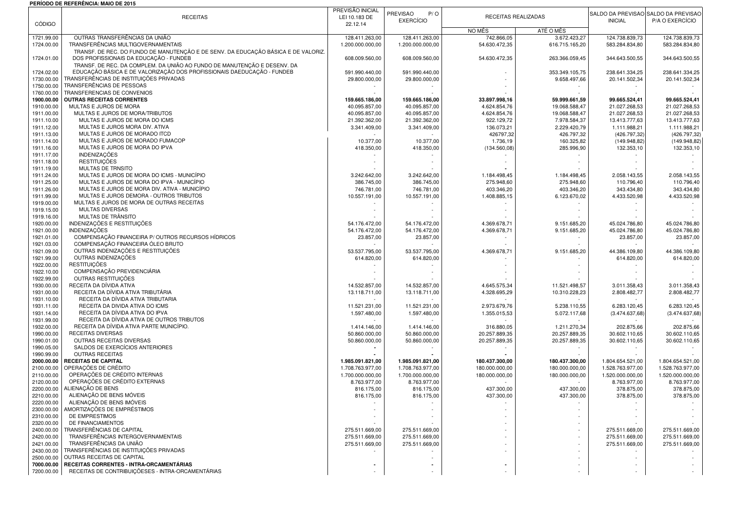**PERÍODO DE REFERÊNCIA: MAIO DE 2015**

| CÓDIGO | RECEITAS | PREVISÃO INICIAL LEI 10.183 DE 22.12.14 | PREVISAO P/ O EXERCÍCIO | RECEITAS REALIZADAS | | SALDO DA PREVISAO INICIAL | SALDO DA PREVISAO P/A O EXERCÍCIO |
|---|---|---|---|---|---|---|---|
| | | | | NO MÊS | ATÉ O MÊS | | |
| 1721.99.00 | OUTRAS TRANSFERÊNCIAS DA UNIÃO | 128.411.263,00 | 128.411.263,00 | 742.866,05 | 3.672.423,27 | 124.738.839,73 | 124.738.839,73 |
| 1724.00.00 | TRANSFERÊNCIAS MULTIGOVERNAMENTAIS | 1.200.000.000,00 | 1.200.000.000,00 | 54.630.472,35 | 616.715.165,20 | 583.284.834,80 | 583.284.834,80 |
| 1724.01.00 | TRANSF. DE REC. DO FUNDO DE MANUTENÇÃO E DE SENV. DA EDUCAÇÃO BÁSICA E DE VALORIZ. DOS PROFISSIONAIS DA EDUCAÇÃO - FUNDEB | 608.009.560,00 | 608.009.560,00 | 54.630.472,35 | 263.366.059,45 | 344.643.500,55 | 344.643.500,55 |
| 1724.02.00 | TRANSF. DE REC. DA COMPLEM. DA UNIÃO AO FUNDO DE MANUTENÇÃO E DESENV. DA EDUCAÇÃO BÁSICA E DE VALORIZAÇÃO DOS PROFISSIONAIS DAEDUCAÇÃO - FUNDEB | 591.990.440,00 | 591.990.440,00 | - | 353.349.105,75 | 238.641.334,25 | 238.641.334,25 |
| 1730.00.00 | TRANSFERÊNCIAS DE INSTITUIÇÕES PRIVADAS | 29.800.000,00 | 29.800.000,00 | - | 9.658.497,66 | 20.141.502,34 | 20.141.502,34 |
| 1750.00.00 | TRANSFERÊNCIAS DE PESSOAS | - | - | - | - | - | - |
| 1760.00.00 | TRANSFERENCIAS DE CONVENIOS | - | - | - | - | - | - |
| **1900.00.00** | **OUTRAS RECEITAS CORRENTES** | **159.665.186,00** | **159.665.186,00** | **33.897.998,16** | **59.999.661,59** | **99.665.524,41** | **99.665.524,41** |
| 1910.00.00 | MULTAS E JUROS DE MORA | 40.095.857,00 | 40.095.857,00 | 4.624.854,76 | 19.068.588,47 | 21.027.268,53 | 21.027.268,53 |
| 1911.00.00 | MULTAS E JUROS DE MORA/TRIBUTOS | 40.095.857,00 | 40.095.857,00 | 4.624.854,76 | 19.068.588,47 | 21.027.268,53 | 21.027.268,53 |
| 1911.10.00 | MULTAS E JUROS DE MORA DO ICMS | 21.392.362,00 | 21.392.362,00 | 922.129,72 | 7.978.584,37 | 13.413.777,63 | 13.413.777,63 |
| 1911.12.00 | MULTAS E JUROS MORA DIV. ATIVA | 3.341.409,00 | 3.341.409,00 | 136.073,21 | 2.229.420,79 | 1.111.988,21 | 1.111.988,21 |
| 1911.13.00 | MULTAS E JUROS DE MORADO ITCD | - | - | 426797,32 | 426.797,32 | (426.797,32) | (426.797,32) |
| 1911.14.00 | MULTAS E JUROS DE MORADO FUMACOP | 10.377,00 | 10.377,00 | 1.736,19 | 160.325,82 | (149.948,82) | (149.948,82) |
| 1911.16.00 | MULTAS E JUROS DE MORA DO IPVA | 418.350,00 | 418.350,00 | (134.560,08) | 285.996,90 | 132.353,10 | 132.353,10 |
| 1911.17.00 | INDENIZAÇÕES | - | - | - | - | - | - |
| 1911.18.00 | RESTITUIÇÕES | - | - | - | - | - | - |
| 1911.19.00 | MULTAS DE TRNSITO | - | - | - | - | - | - |
| 1911.24.00 | MULTAS E JUROS DE MORA DO ICMS - MUNICÍPIO | 3.242.642,00 | 3.242.642,00 | 1.184.498,45 | 1.184.498,45 | 2.058.143,55 | 2.058.143,55 |
| 1911.25.00 | MULTAS E JUROS DE MORA DO IPVA - MUNICÍPIO | 386.745,00 | 386.745,00 | 275.948,60 | 275.948,60 | 110.796,40 | 110.796,40 |
| 1911.26.00 | MULTAS E JUROS DE MORA DIV. ATIVA - MUNICÍPIO | 746.781,00 | 746.781,00 | 403.346,20 | 403.346,20 | 343.434,80 | 343.434,80 |
| 1911.99.00 | MULTAS E JUROS DEMORA - OUTROS TRIBUTOS | 10.557.191,00 | 10.557.191,00 | 1.408.885,15 | 6.123.670,02 | 4.433.520,98 | 4.433.520,98 |
| 1919.00.00 | MULTAS E JUROS DE MORA DE OUTRAS RECEITAS | - | - | - | - | - | - |
| 1919.15.00 | MULTAS DIVERSAS | - | - | - | - | - | - |
| 1919.16.00 | MULTAS DE TRÂNSITO | - | - | - | - | - | - |
| 1920.00.00 | INDENIZAÇÕES E RESTITUIÇÕES | 54.176.472,00 | 54.176.472,00 | 4.369.678,71 | 9.151.685,20 | 45.024.786,80 | 45.024.786,80 |
| 1921.00.00 | INDENIZAÇÕES | 54.176.472,00 | 54.176.472,00 | 4.369.678,71 | 9.151.685,20 | 45.024.786,80 | 45.024.786,80 |
| 1921.01.00 | COMPENSAÇÃO FINANCEIRA P/ OUTROS RECURSOS HÍDRICOS | 23.857,00 | 23.857,00 | - | - | 23.857,00 | 23.857,00 |
| 1921.03.00 | COMPENSAÇÃO FINANCEIRA ÓLEO BRUTO | - | - | - | - | - | - |
| 1921.09.00 | OUTRAS INDENIZAÇÕES E RESTITUIÇÕES | 53.537.795,00 | 53.537.795,00 | 4.369.678,71 | 9.151.685,20 | 44.386.109,80 | 44.386.109,80 |
| 1921.99.00 | OUTRAS INDENIZAÇÕES | 614.820,00 | 614.820,00 | - | - | 614.820,00 | 614.820,00 |
| 1922.00.00 | RESTITUIÇÕES | - | - | - | - | - | - |
| 1922.10.00 | COMPENSAÇÃO PREVIDENCIÁRIA | - | - | - | - | - | - |
| 1922.99.00 | OUTRAS RESTITUIÇÕES | - | - | - | - | - | - |
| 1930.00.00 | RECEITA DA DÍVIDA ATIVA | 14.532.857,00 | 14.532.857,00 | 4.645.575,34 | 11.521.498,57 | 3.011.358,43 | 3.011.358,43 |
| 1931.00.00 | RECEITA DA DÍVIDA ATIVA TRIBUTÁRIA | 13.118.711,00 | 13.118.711,00 | 4.328.695,29 | 10.310.228,23 | 2.808.482,77 | 2.808.482,77 |
| 1931.10.00 | RECEITA DA DÍVIDA ATIVA TRIBUTARIA | - | - | - | - | - | - |
| 1931.11.00 | RECEITA DA DIVIDA ATIVA DO ICMS | 11.521.231,00 | 11.521.231,00 | 2.973.679,76 | 5.238.110,55 | 6.283.120,45 | 6.283.120,45 |
| 1931.14.00 | RECEITA DA DÍVIDA ATIVA DO IPVA | 1.597.480,00 | 1.597.480,00 | 1.355.015,53 | 5.072.117,68 | (3.474.637,68) | (3.474.637,68) |
| 1931.99.00 | RECEITA DA DÍVIDA ATIVA DE OUTROS TRIBUTOS | - | - | - | - | - | - |
| 1932.00.00 | RECEITA DA DÍVIDA ATIVA PARTE MUNICÍPIO. | 1.414.146,00 | 1.414.146,00 | 316.880,05 | 1.211.270,34 | 202.875,66 | 202.875,66 |
| 1990.00.00 | RECEITAS DIVERSAS | 50.860.000,00 | 50.860.000,00 | 20.257.889,35 | 20.257.889,35 | 30.602.110,65 | 30.602.110,65 |
| 1990.01.00 | OUTRAS RECEITAS DIVERSAS | 50.860.000,00 | 50.860.000,00 | 20.257.889,35 | 20.257.889,35 | 30.602.110,65 | 30.602.110,65 |
| 1990.05.00 | SALDOS DE EXERCÍCIOS ANTERIORES | - | - | - | - | - | - |
| 1990.99.00 | OUTRAS RECEITAS | - | - | - | - | - | - |
| **2000.00.00** | **RECEITAS DE CAPITAL** | **1.985.091.821,00** | **1.985.091.821,00** | **180.437.300,00** | **180.437.300,00** | **1.804.654.521,00** | **1.804.654.521,00** |
| 2100.00.00 | OPERAÇÕES DE CRÉDITO | 1.708.763.977,00 | 1.708.763.977,00 | 180.000.000,00 | 180.000.000,00 | 1.528.763.977,00 | 1.528.763.977,00 |
| 2110.00.00 | OPERAÇÕES DE CRÉDITO INTERNAS | 1.700.000.000,00 | 1.700.000.000,00 | 180.000.000,00 | 180.000.000,00 | 1.520.000.000,00 | 1.520.000.000,00 |
| 2120.00.00 | OPERAÇÕES DE CRÉDITO EXTERNAS | 8.763.977,00 | 8.763.977,00 | - | - | 8.763.977,00 | 8.763.977,00 |
| 2200.00.00 | ALIENAÇÃO DE BENS | 816.175,00 | 816.175,00 | 437.300,00 | 437.300,00 | 378.875,00 | 378.875,00 |
| 2210.00.00 | ALIENAÇÃO DE BENS MÓVEIS | 816.175,00 | 816.175,00 | 437.300,00 | 437.300,00 | 378.875,00 | 378.875,00 |
| 2220.00.00 | ALIENAÇÃO DE BENS IMÓVEIS | - | - | - | - | - | - |
| 2300.00.00 | AMORTIZAÇÕES DE EMPRÉSTIMOS | - | - | - | - | - | - |
| 2310.00.00 | DE EMPRESTIMOS | - | - | - | - | - | - |
| 2320.00.00 | DE FINANCIAMENTOS | - | - | - | - | - | - |
| 2400.00.00 | TRANSFERÊNCIAS DE CAPITAL | 275.511.669,00 | 275.511.669,00 | - | - | 275.511.669,00 | 275.511.669,00 |
| 2420.00.00 | TRANSFERÊNCIAS INTERGOVERNAMENTAIS | 275.511.669,00 | 275.511.669,00 | - | - | 275.511.669,00 | 275.511.669,00 |
| 2421.00.00 | TRANSFERÊNCIAS DA UNIÃO | 275.511.669,00 | 275.511.669,00 | - | - | 275.511.669,00 | 275.511.669,00 |
| 2430.00.00 | TRANSFERÊNCIAS DE INSTITUIÇÕES PRIVADAS | - | - | - | - | - | - |
| 2500.00.00 | OUTRAS RECEITAS DE CAPITAL | - | - | - | - | - | - |
| **7000.00.00** | **RECEITAS CORRENTES - INTRA-ORCAMENTÁRIAS** | - | - | - | - | - | - |
| 7200.00.00 | RECEITAS DE CONTRIBUIÇÕESES - INTRA-ORCAMENTÁRIAS | - | - | - | - | - | - |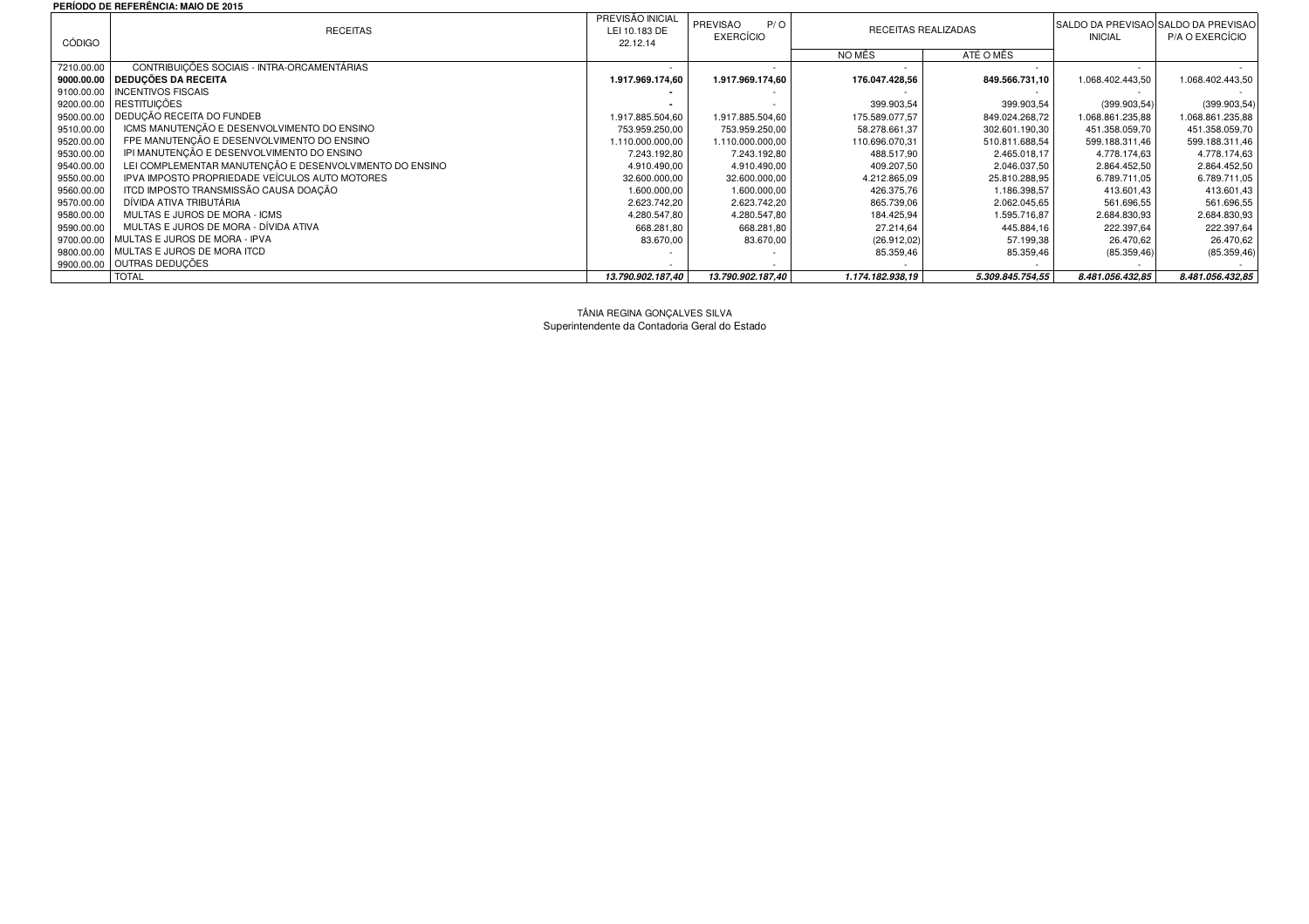**PERÍODO DE REFERÊNCIA: MAIO DE 2015**

| CÓDIGO | RECEITAS | PREVISÃO INICIAL LEI 10.183 DE 22.12.14 | PREVISAO P/ O EXERCÍCIO | RECEITAS REALIZADAS | | SALDO DA PREVISAO INICIAL | SALDO DA PREVISAO P/A O EXERCÍCIO |
|---|---|---|---|---|---|---|---|
| | | | | NO MÊS | ATÉ O MÊS | | |
| 7210.00.00 | CONTRIBUIÇÕES SOCIAIS - INTRA-ORCAMENTÁRIAS | - | - | - | - | - | - |
| **9000.00.00** | **DEDUÇÕES DA RECEITA** | **1.917.969.174,60** | **1.917.969.174,60** | **176.047.428,56** | **849.566.731,10** | 1.068.402.443,50 | 1.068.402.443,50 |
| 9100.00.00 | INCENTIVOS FISCAIS | - | - | - | - | - | - |
| 9200.00.00 | RESTITUIÇÕES | - | - | 399.903,54 | 399.903,54 | (399.903,54) | (399.903,54) |
| 9500.00.00 | DEDUÇÃO RECEITA DO FUNDEB | 1.917.885.504,60 | 1.917.885.504,60 | 175.589.077,57 | 849.024.268,72 | 1.068.861.235,88 | 1.068.861.235,88 |
| 9510.00.00 | ICMS MANUTENÇÃO E DESENVOLVIMENTO DO ENSINO | 753.959.250,00 | 753.959.250,00 | 58.278.661,37 | 302.601.190,30 | 451.358.059,70 | 451.358.059,70 |
| 9520.00.00 | FPE MANUTENÇÃO E DESENVOLVIMENTO DO ENSINO | 1.110.000.000,00 | 1.110.000.000,00 | 110.696.070,31 | 510.811.688,54 | 599.188.311,46 | 599.188.311,46 |
| 9530.00.00 | IPI MANUTENÇÃO E DESENVOLVIMENTO DO ENSINO | 7.243.192,80 | 7.243.192,80 | 488.517,90 | 2.465.018,17 | 4.778.174,63 | 4.778.174,63 |
| 9540.00.00 | LEI COMPLEMENTAR MANUTENÇÃO E DESENVOLVIMENTO DO ENSINO | 4.910.490,00 | 4.910.490,00 | 409.207,50 | 2.046.037,50 | 2.864.452,50 | 2.864.452,50 |
| 9550.00.00 | IPVA IMPOSTO PROPRIEDADE VEÍCULOS AUTO MOTORES | 32.600.000,00 | 32.600.000,00 | 4.212.865,09 | 25.810.288,95 | 6.789.711,05 | 6.789.711,05 |
| 9560.00.00 | ITCD IMPOSTO TRANSMISSÃO CAUSA DOAÇÃO | 1.600.000,00 | 1.600.000,00 | 426.375,76 | 1.186.398,57 | 413.601,43 | 413.601,43 |
| 9570.00.00 | DÍVIDA ATIVA TRIBUTÁRIA | 2.623.742,20 | 2.623.742,20 | 865.739,06 | 2.062.045,65 | 561.696,55 | 561.696,55 |
| 9580.00.00 | MULTAS E JUROS DE MORA - ICMS | 4.280.547,80 | 4.280.547,80 | 184.425,94 | 1.595.716,87 | 2.684.830,93 | 2.684.830,93 |
| 9590.00.00 | MULTAS E JUROS DE MORA - DÍVIDA ATIVA | 668.281,80 | 668.281,80 | 27.214,64 | 445.884,16 | 222.397,64 | 222.397,64 |
| 9700.00.00 | MULTAS E JUROS DE MORA - IPVA | 83.670,00 | 83.670,00 | (26.912,02) | 57.199,38 | 26.470,62 | 26.470,62 |
| 9800.00.00 | MULTAS E JUROS DE MORA ITCD | - | - | 85.359,46 | 85.359,46 | (85.359,46) | (85.359,46) |
| 9900.00.00 | OUTRAS DEDUÇÕES | - | - | - | - | - | - |
| | TOTAL | ***13.790.902.187,40*** | ***13.790.902.187,40*** | ***1.174.182.938,19*** | ***5.309.845.754,55*** | ***8.481.056.432,85*** | ***8.481.056.432,85*** |

TÂNIA REGINA GONÇALVES SILVA
Superintendente da Contadoria Geral do Estado